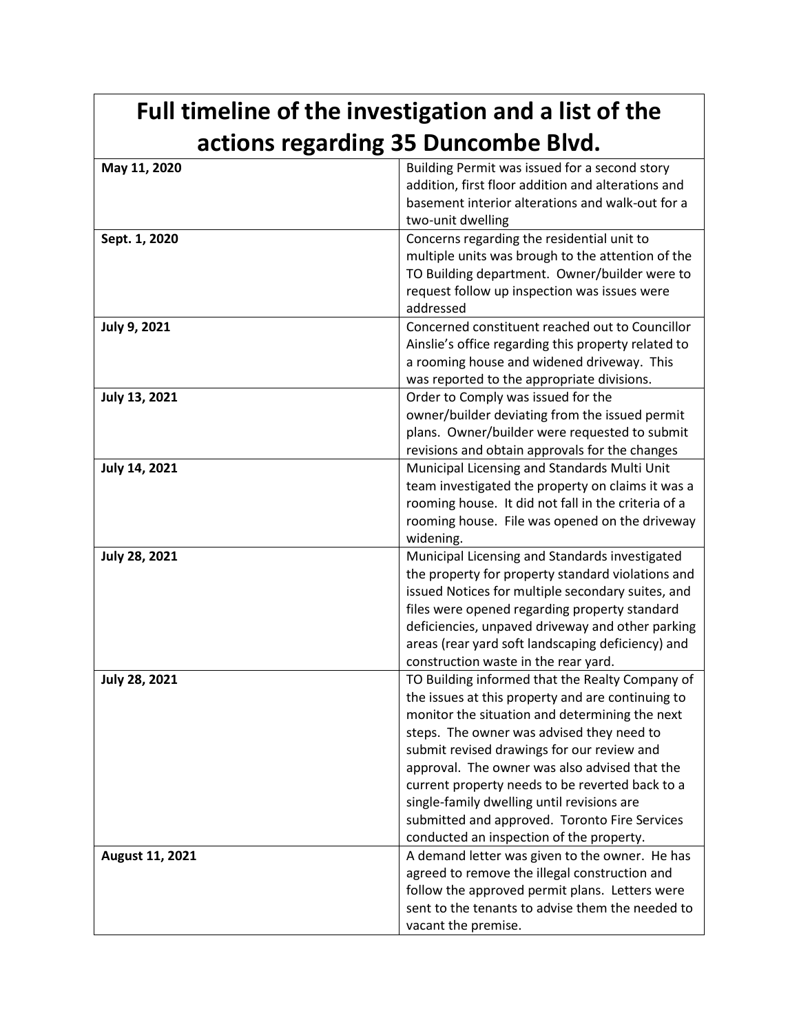| Full timeline of the investigation and a list of the actions regarding 35 Duncombe Blvd. | |
|---|---|
| **May 11, 2020** | Building Permit was issued for a second story addition, first floor addition and alterations and basement interior alterations and walk-out for a two-unit dwelling |
| **Sept. 1, 2020** | Concerns regarding the residential unit to multiple units was brough to the attention of the TO Building department. Owner/builder were to request follow up inspection was issues were addressed |
| **July 9, 2021** | Concerned constituent reached out to Councillor Ainslie's office regarding this property related to a rooming house and widened driveway. This was reported to the appropriate divisions. |
| **July 13, 2021** | Order to Comply was issued for the owner/builder deviating from the issued permit plans. Owner/builder were requested to submit revisions and obtain approvals for the changes |
| **July 14, 2021** | Municipal Licensing and Standards Multi Unit team investigated the property on claims it was a rooming house. It did not fall in the criteria of a rooming house. File was opened on the driveway widening. |
| **July 28, 2021** | Municipal Licensing and Standards investigated the property for property standard violations and issued Notices for multiple secondary suites, and files were opened regarding property standard deficiencies, unpaved driveway and other parking areas (rear yard soft landscaping deficiency) and construction waste in the rear yard. |
| **July 28, 2021** | TO Building informed that the Realty Company of the issues at this property and are continuing to monitor the situation and determining the next steps. The owner was advised they need to submit revised drawings for our review and approval. The owner was also advised that the current property needs to be reverted back to a single-family dwelling until revisions are submitted and approved. Toronto Fire Services conducted an inspection of the property. |
| **August 11, 2021** | A demand letter was given to the owner. He has agreed to remove the illegal construction and follow the approved permit plans. Letters were sent to the tenants to advise them the needed to vacant the premise. |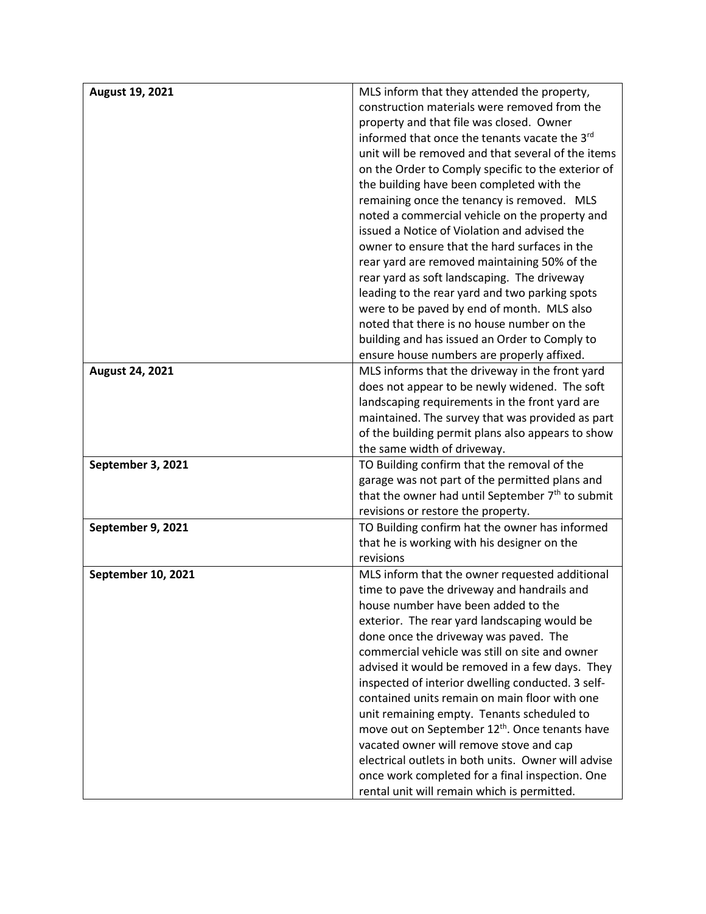| | |
|---|---|
| **August 19, 2021** | MLS inform that they attended the property, construction materials were removed from the property and that file was closed. Owner informed that once the tenants vacate the 3rd unit will be removed and that several of the items on the Order to Comply specific to the exterior of the building have been completed with the remaining once the tenancy is removed. MLS noted a commercial vehicle on the property and issued a Notice of Violation and advised the owner to ensure that the hard surfaces in the rear yard are removed maintaining 50% of the rear yard as soft landscaping. The driveway leading to the rear yard and two parking spots were to be paved by end of month. MLS also noted that there is no house number on the building and has issued an Order to Comply to ensure house numbers are properly affixed. |
| **August 24, 2021** | MLS informs that the driveway in the front yard does not appear to be newly widened. The soft landscaping requirements in the front yard are maintained. The survey that was provided as part of the building permit plans also appears to show the same width of driveway. |
| **September 3, 2021** | TO Building confirm that the removal of the garage was not part of the permitted plans and that the owner had until September 7th to submit revisions or restore the property. |
| **September 9, 2021** | TO Building confirm hat the owner has informed that he is working with his designer on the revisions |
| **September 10, 2021** | MLS inform that the owner requested additional time to pave the driveway and handrails and house number have been added to the exterior. The rear yard landscaping would be done once the driveway was paved. The commercial vehicle was still on site and owner advised it would be removed in a few days. They inspected of interior dwelling conducted. 3 self-contained units remain on main floor with one unit remaining empty. Tenants scheduled to move out on September 12th. Once tenants have vacated owner will remove stove and cap electrical outlets in both units. Owner will advise once work completed for a final inspection. One rental unit will remain which is permitted. |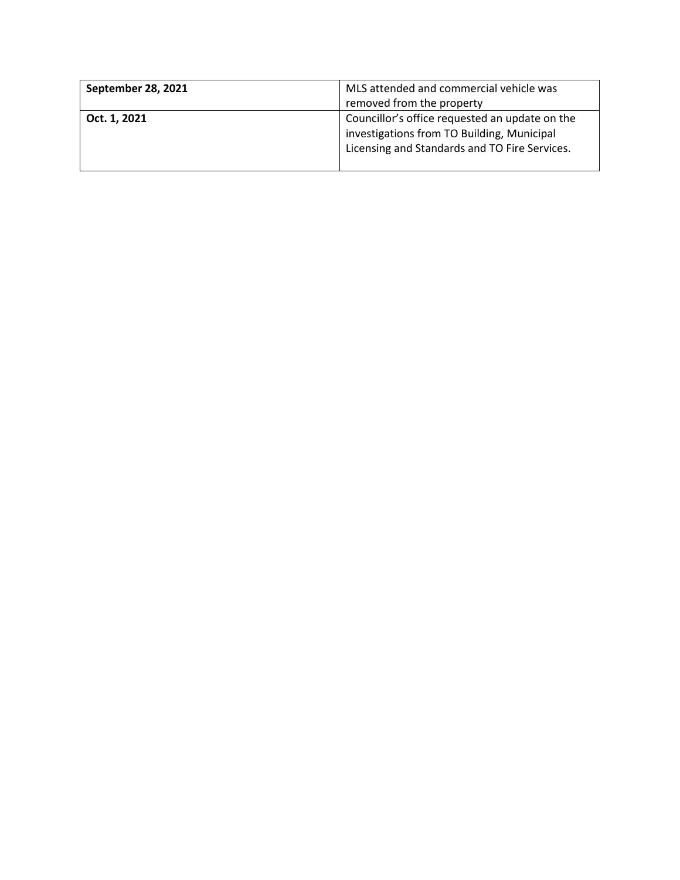| | |
|---|---|
| **September 28, 2021** | MLS attended and commercial vehicle was removed from the property |
| **Oct. 1, 2021** | Councillor's office requested an update on the investigations from TO Building, Municipal Licensing and Standards and TO Fire Services. |